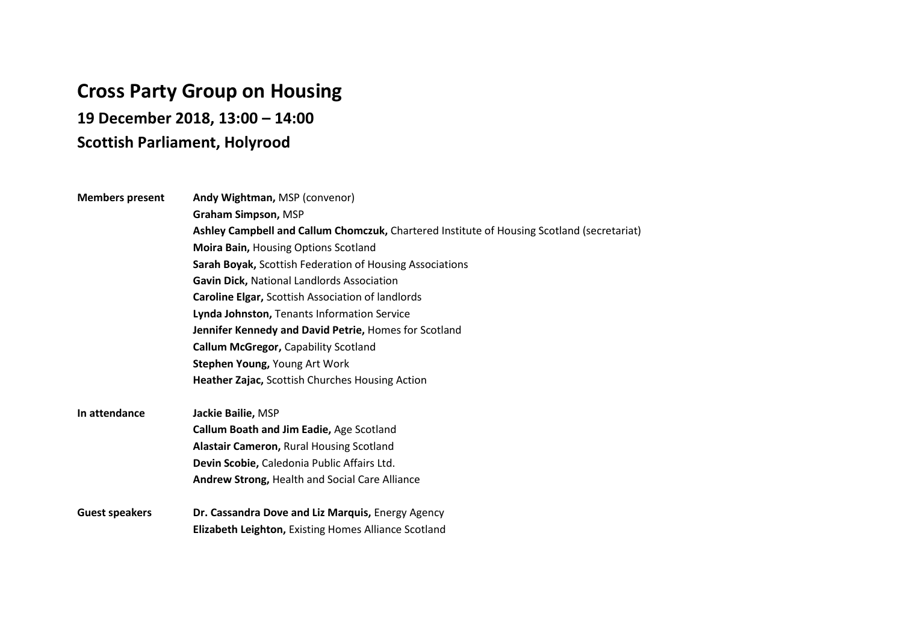# Cross Party Group on Housing

## 19 December 2018, 13:00 – 14:00

## Scottish Parliament, Holyrood

| | |
|---|---|
| **Members present** | **Andy Wightman,** MSP (convenor) |
| | **Graham Simpson,** MSP |
| | **Ashley Campbell and Callum Chomczuk,** Chartered Institute of Housing Scotland (secretariat) |
| | **Moira Bain,** Housing Options Scotland |
| | **Sarah Boyak,** Scottish Federation of Housing Associations |
| | **Gavin Dick,** National Landlords Association |
| | **Caroline Elgar,** Scottish Association of landlords |
| | **Lynda Johnston,** Tenants Information Service |
| | **Jennifer Kennedy and David Petrie,** Homes for Scotland |
| | **Callum McGregor,** Capability Scotland |
| | **Stephen Young,** Young Art Work |
| | **Heather Zajac,** Scottish Churches Housing Action |
| **In attendance** | **Jackie Bailie,** MSP |
| | **Callum Boath and Jim Eadie,** Age Scotland |
| | **Alastair Cameron,** Rural Housing Scotland |
| | **Devin Scobie,** Caledonia Public Affairs Ltd. |
| | **Andrew Strong,** Health and Social Care Alliance |
| **Guest speakers** | **Dr. Cassandra Dove and Liz Marquis,** Energy Agency |
| | **Elizabeth Leighton,** Existing Homes Alliance Scotland |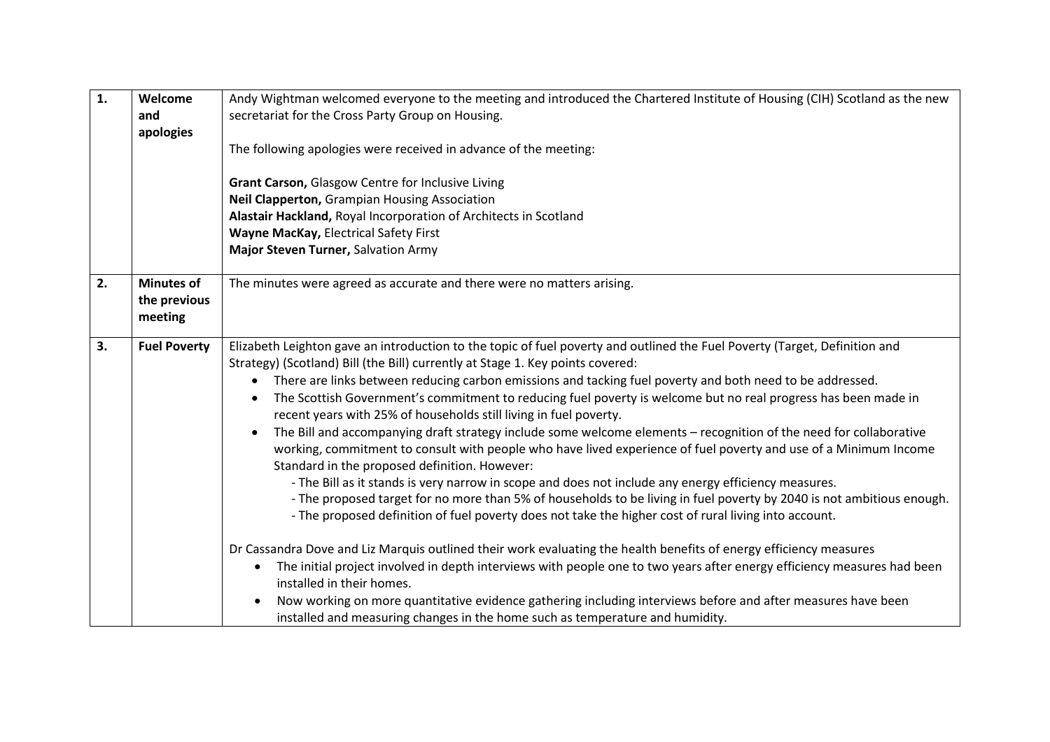| 1. | **Welcome and apologies** | Andy Wightman welcomed everyone to the meeting and introduced the Chartered Institute of Housing (CIH) Scotland as the new secretariat for the Cross Party Group on Housing.<br><br>The following apologies were received in advance of the meeting:<br><br>**Grant Carson,** Glasgow Centre for Inclusive Living<br>**Neil Clapperton,** Grampian Housing Association<br>**Alastair Hackland,** Royal Incorporation of Architects in Scotland<br>**Wayne MacKay,** Electrical Safety First<br>**Major Steven Turner,** Salvation Army |
|---|---|---|
| 2. | **Minutes of the previous meeting** | The minutes were agreed as accurate and there were no matters arising. |
| 3. | **Fuel Poverty** | Elizabeth Leighton gave an introduction to the topic of fuel poverty and outlined the Fuel Poverty (Target, Definition and Strategy) (Scotland) Bill (the Bill) currently at Stage 1. Key points covered:<br>• There are links between reducing carbon emissions and tacking fuel poverty and both need to be addressed.<br>• The Scottish Government's commitment to reducing fuel poverty is welcome but no real progress has been made in recent years with 25% of households still living in fuel poverty.<br>• The Bill and accompanying draft strategy include some welcome elements – recognition of the need for collaborative working, commitment to consult with people who have lived experience of fuel poverty and use of a Minimum Income Standard in the proposed definition. However:<br>- The Bill as it stands is very narrow in scope and does not include any energy efficiency measures.<br>- The proposed target for no more than 5% of households to be living in fuel poverty by 2040 is not ambitious enough.<br>- The proposed definition of fuel poverty does not take the higher cost of rural living into account.<br><br>Dr Cassandra Dove and Liz Marquis outlined their work evaluating the health benefits of energy efficiency measures<br>• The initial project involved in depth interviews with people one to two years after energy efficiency measures had been installed in their homes.<br>• Now working on more quantitative evidence gathering including interviews before and after measures have been installed and measuring changes in the home such as temperature and humidity. |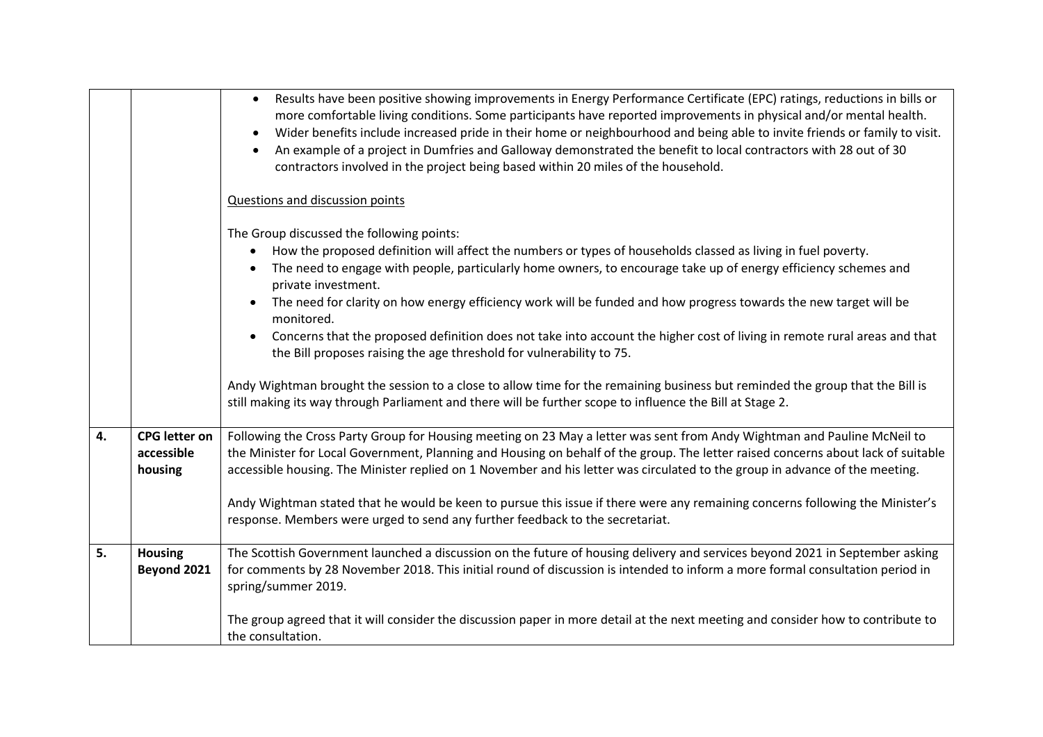| | | |
|---|---|---|
| | | • Results have been positive showing improvements in Energy Performance Certificate (EPC) ratings, reductions in bills or more comfortable living conditions. Some participants have reported improvements in physical and/or mental health.<br>• Wider benefits include increased pride in their home or neighbourhood and being able to invite friends or family to visit.<br>• An example of a project in Dumfries and Galloway demonstrated the benefit to local contractors with 28 out of 30 contractors involved in the project being based within 20 miles of the household.<br><br><u>Questions and discussion points</u><br><br>The Group discussed the following points:<br>• How the proposed definition will affect the numbers or types of households classed as living in fuel poverty.<br>• The need to engage with people, particularly home owners, to encourage take up of energy efficiency schemes and private investment.<br>• The need for clarity on how energy efficiency work will be funded and how progress towards the new target will be monitored.<br>• Concerns that the proposed definition does not take into account the higher cost of living in remote rural areas and that the Bill proposes raising the age threshold for vulnerability to 75.<br><br>Andy Wightman brought the session to a close to allow time for the remaining business but reminded the group that the Bill is still making its way through Parliament and there will be further scope to influence the Bill at Stage 2. |
| **4.** | **CPG letter on accessible housing** | Following the Cross Party Group for Housing meeting on 23 May a letter was sent from Andy Wightman and Pauline McNeil to the Minister for Local Government, Planning and Housing on behalf of the group. The letter raised concerns about lack of suitable accessible housing. The Minister replied on 1 November and his letter was circulated to the group in advance of the meeting.<br><br>Andy Wightman stated that he would be keen to pursue this issue if there were any remaining concerns following the Minister's response. Members were urged to send any further feedback to the secretariat. |
| **5.** | **Housing Beyond 2021** | The Scottish Government launched a discussion on the future of housing delivery and services beyond 2021 in September asking for comments by 28 November 2018. This initial round of discussion is intended to inform a more formal consultation period in spring/summer 2019.<br><br>The group agreed that it will consider the discussion paper in more detail at the next meeting and consider how to contribute to the consultation. |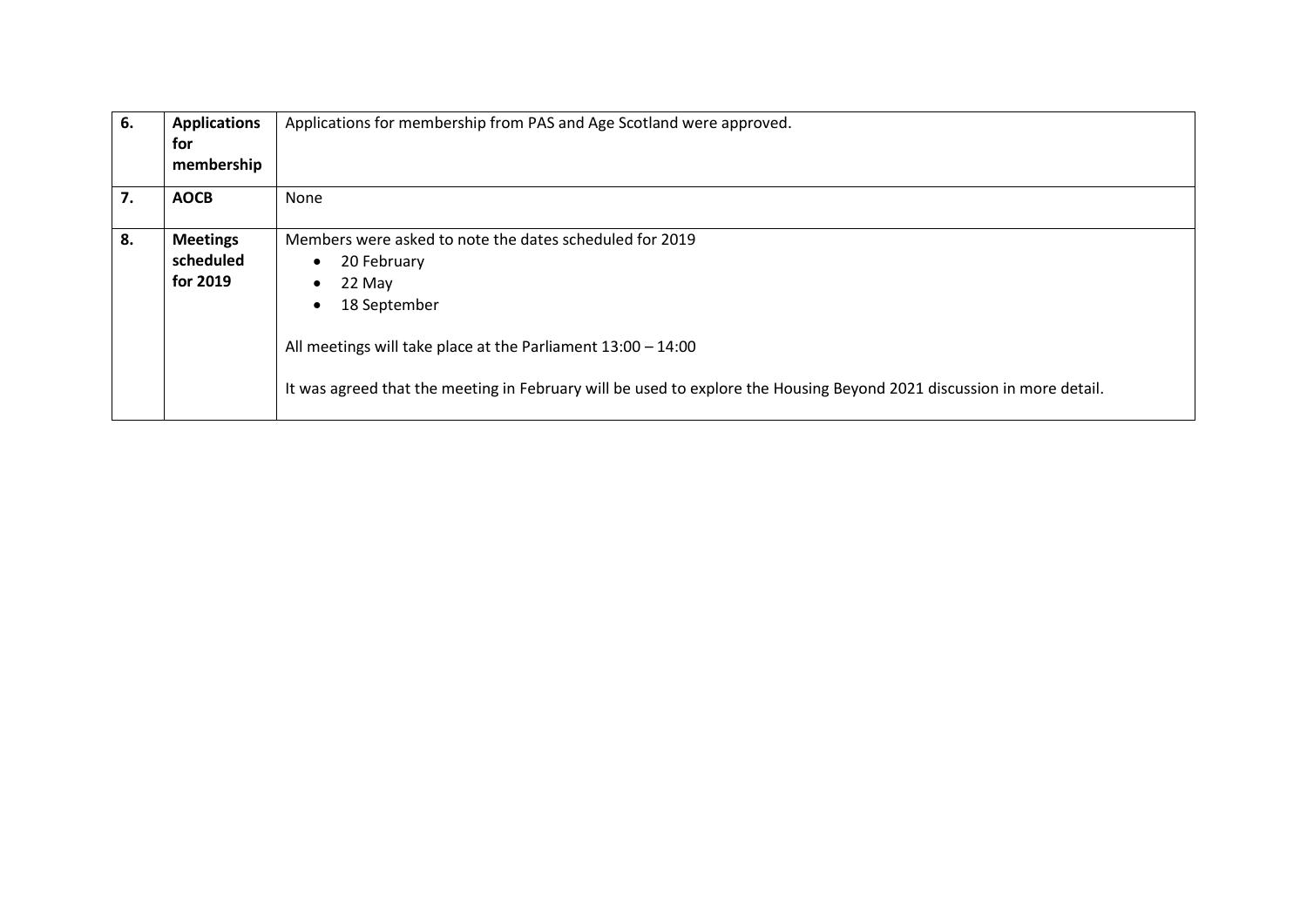| | | |
|---|---|---|
| **6.** | **Applications for membership** | Applications for membership from PAS and Age Scotland were approved. |
| **7.** | **AOCB** | None |
| **8.** | **Meetings scheduled for 2019** | Members were asked to note the dates scheduled for 2019<br>• 20 February<br>• 22 May<br>• 18 September<br><br>All meetings will take place at the Parliament 13:00 – 14:00<br><br>It was agreed that the meeting in February will be used to explore the Housing Beyond 2021 discussion in more detail. |